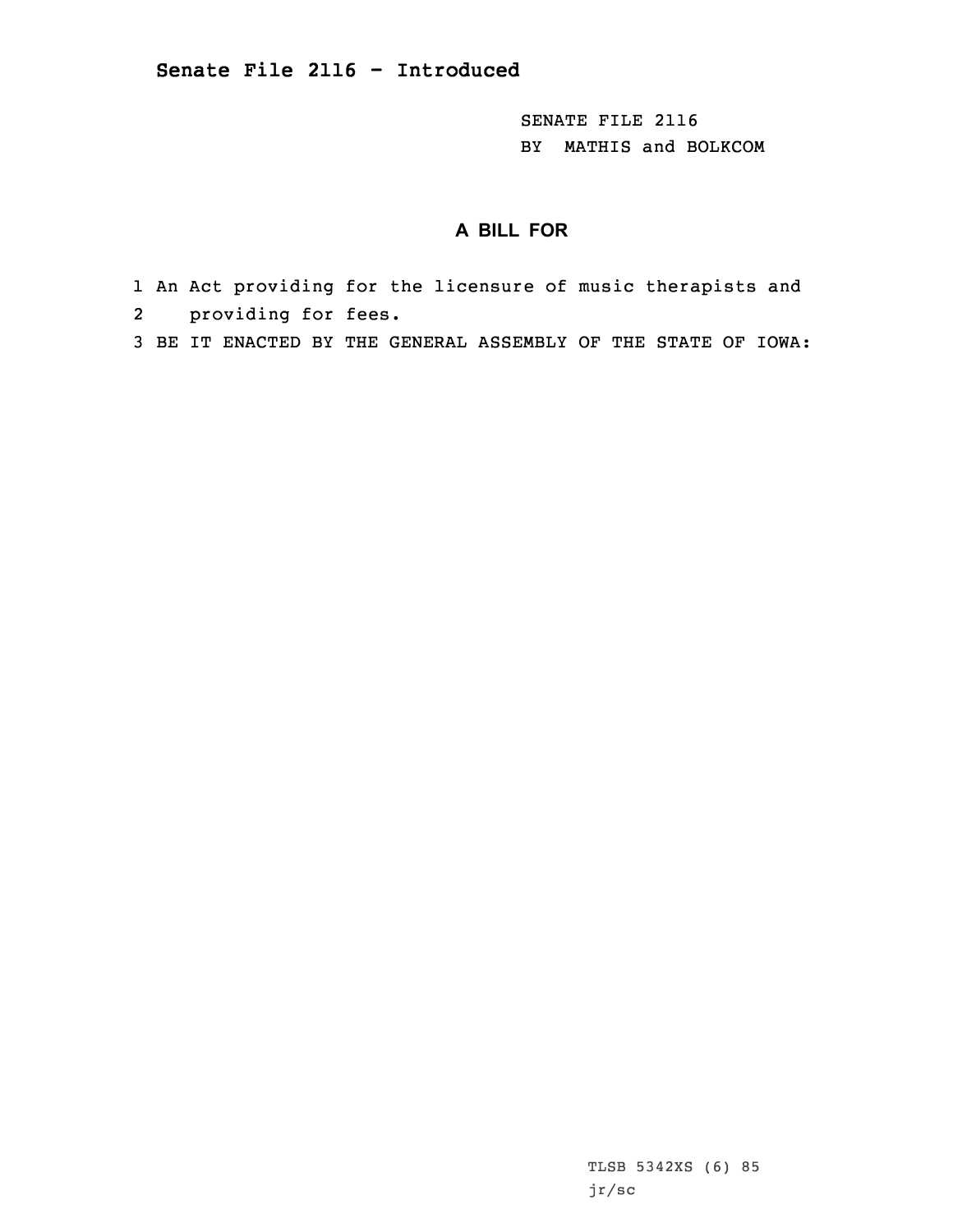## Senate File 2116 - Introduced

SENATE FILE 2116
BY MATHIS and BOLKCOM

### A BILL FOR

1 An Act providing for the licensure of music therapists and
2 providing for fees.
3 BE IT ENACTED BY THE GENERAL ASSEMBLY OF THE STATE OF IOWA:

TLSB 5342XS (6) 85
jr/sc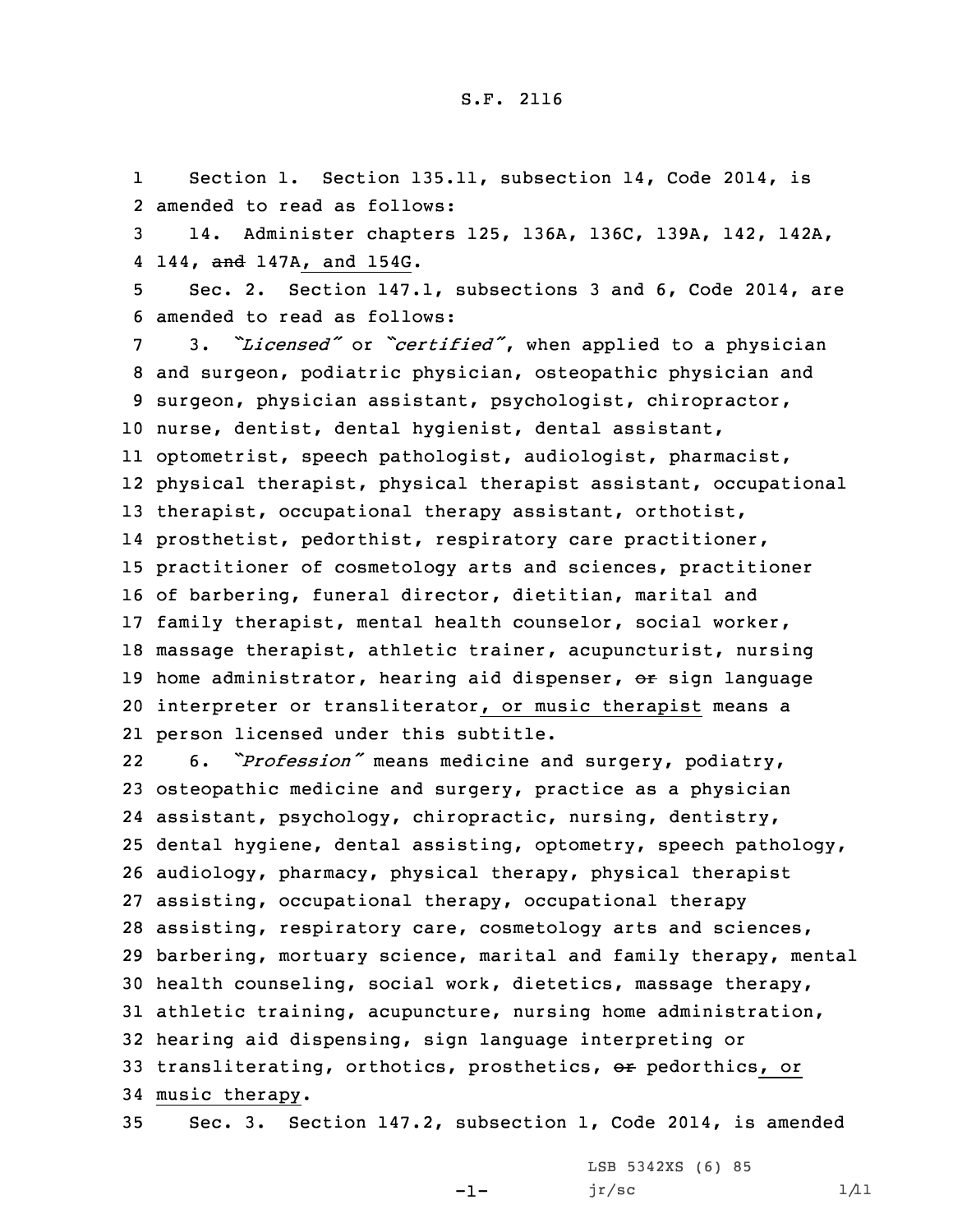S.F. 2116

1 Section 1. Section 135.11, subsection 14, Code 2014, is
2 amended to read as follows:

3 14. Administer chapters 125, 136A, 136C, 139A, 142, 142A,
4 144, ~~and~~ 147A, and 154G.

5 Sec. 2. Section 147.1, subsections 3 and 6, Code 2014, are
6 amended to read as follows:

7 3. *"Licensed"* or *"certified"*, when applied to a physician
8 and surgeon, podiatric physician, osteopathic physician and
9 surgeon, physician assistant, psychologist, chiropractor,
10 nurse, dentist, dental hygienist, dental assistant,
11 optometrist, speech pathologist, audiologist, pharmacist,
12 physical therapist, physical therapist assistant, occupational
13 therapist, occupational therapy assistant, orthotist,
14 prosthetist, pedorthist, respiratory care practitioner,
15 practitioner of cosmetology arts and sciences, practitioner
16 of barbering, funeral director, dietitian, marital and
17 family therapist, mental health counselor, social worker,
18 massage therapist, athletic trainer, acupuncturist, nursing
19 home administrator, hearing aid dispenser, ~~or~~ sign language
20 interpreter or transliterator, or music therapist means a
21 person licensed under this subtitle.

22 6. *"Profession"* means medicine and surgery, podiatry,
23 osteopathic medicine and surgery, practice as a physician
24 assistant, psychology, chiropractic, nursing, dentistry,
25 dental hygiene, dental assisting, optometry, speech pathology,
26 audiology, pharmacy, physical therapy, physical therapist
27 assisting, occupational therapy, occupational therapy
28 assisting, respiratory care, cosmetology arts and sciences,
29 barbering, mortuary science, marital and family therapy, mental
30 health counseling, social work, dietetics, massage therapy,
31 athletic training, acupuncture, nursing home administration,
32 hearing aid dispensing, sign language interpreting or
33 transliterating, orthotics, prosthetics, ~~or~~ pedorthics, or
34 music therapy.

35 Sec. 3. Section 147.2, subsection 1, Code 2014, is amended

LSB 5342XS (6) 85
jr/sc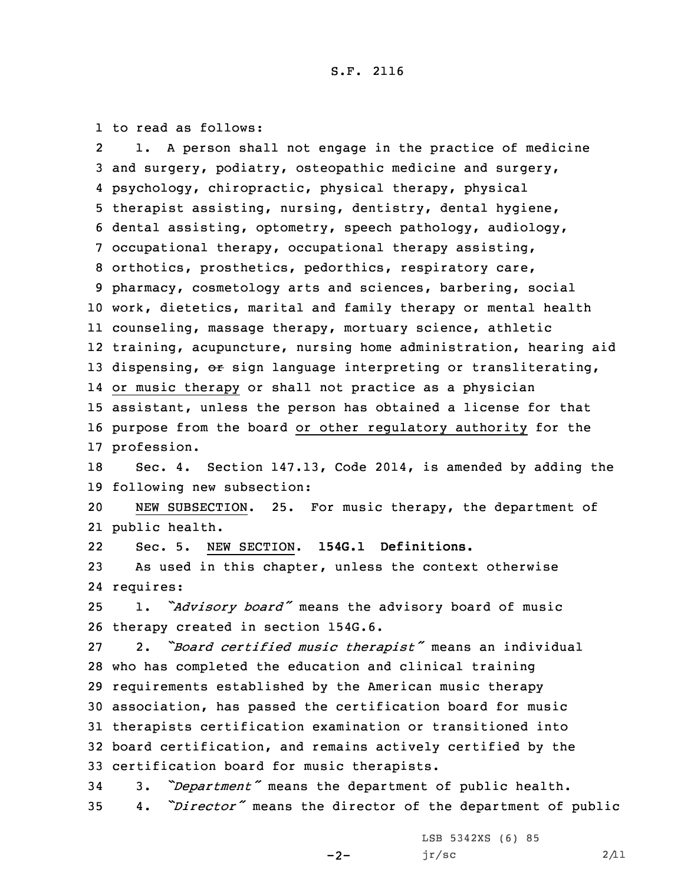to read as follows:

1. A person shall not engage in the practice of medicine and surgery, podiatry, osteopathic medicine and surgery, psychology, chiropractic, physical therapy, physical therapist assisting, nursing, dentistry, dental hygiene, dental assisting, optometry, speech pathology, audiology, occupational therapy, occupational therapy assisting, orthotics, prosthetics, pedorthics, respiratory care, pharmacy, cosmetology arts and sciences, barbering, social work, dietetics, marital and family therapy or mental health counseling, massage therapy, mortuary science, athletic training, acupuncture, nursing home administration, hearing aid dispensing, ~~or~~ sign language interpreting or transliterating, or music therapy or shall not practice as a physician assistant, unless the person has obtained a license for that purpose from the board or other regulatory authority for the profession.

Sec. 4. Section 147.13, Code 2014, is amended by adding the following new subsection:

NEW SUBSECTION. 25. For music therapy, the department of public health.

Sec. 5. NEW SECTION. **154G.1 Definitions.**

As used in this chapter, unless the context otherwise requires:

1. *"Advisory board"* means the advisory board of music therapy created in section 154G.6.

2. *"Board certified music therapist"* means an individual who has completed the education and clinical training requirements established by the American music therapy association, has passed the certification board for music therapists certification examination or transitioned into board certification, and remains actively certified by the certification board for music therapists.

3. *"Department"* means the department of public health.

4. *"Director"* means the director of the department of public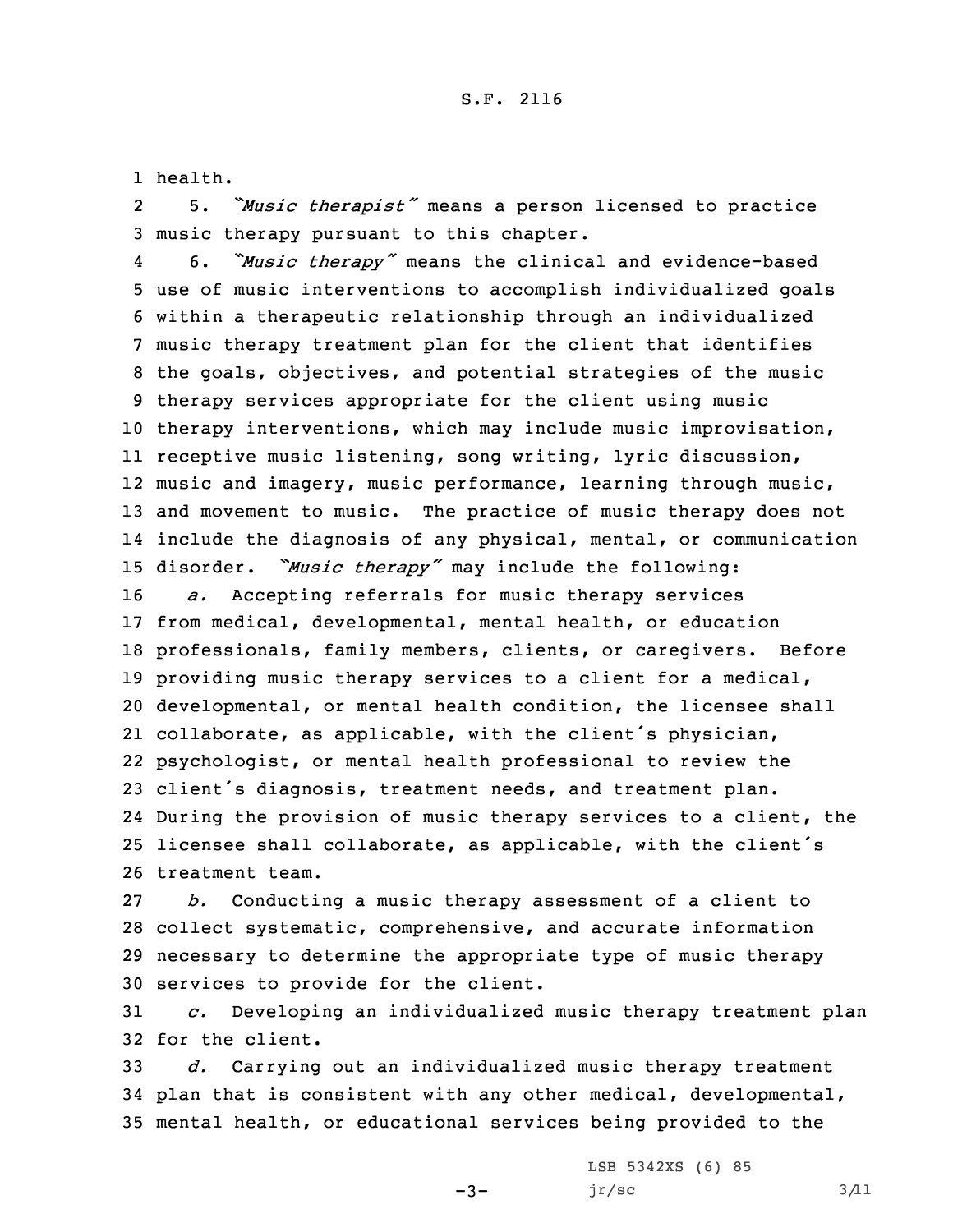health.

5. *"Music therapist"* means a person licensed to practice music therapy pursuant to this chapter.

6. *"Music therapy"* means the clinical and evidence-based use of music interventions to accomplish individualized goals within a therapeutic relationship through an individualized music therapy treatment plan for the client that identifies the goals, objectives, and potential strategies of the music therapy services appropriate for the client using music therapy interventions, which may include music improvisation, receptive music listening, song writing, lyric discussion, music and imagery, music performance, learning through music, and movement to music. The practice of music therapy does not include the diagnosis of any physical, mental, or communication disorder. *"Music therapy"* may include the following:

*a.* Accepting referrals for music therapy services from medical, developmental, mental health, or education professionals, family members, clients, or caregivers. Before providing music therapy services to a client for a medical, developmental, or mental health condition, the licensee shall collaborate, as applicable, with the client's physician, psychologist, or mental health professional to review the client's diagnosis, treatment needs, and treatment plan. During the provision of music therapy services to a client, the licensee shall collaborate, as applicable, with the client's treatment team.

*b.* Conducting a music therapy assessment of a client to collect systematic, comprehensive, and accurate information necessary to determine the appropriate type of music therapy services to provide for the client.

*c.* Developing an individualized music therapy treatment plan for the client.

*d.* Carrying out an individualized music therapy treatment plan that is consistent with any other medical, developmental, mental health, or educational services being provided to the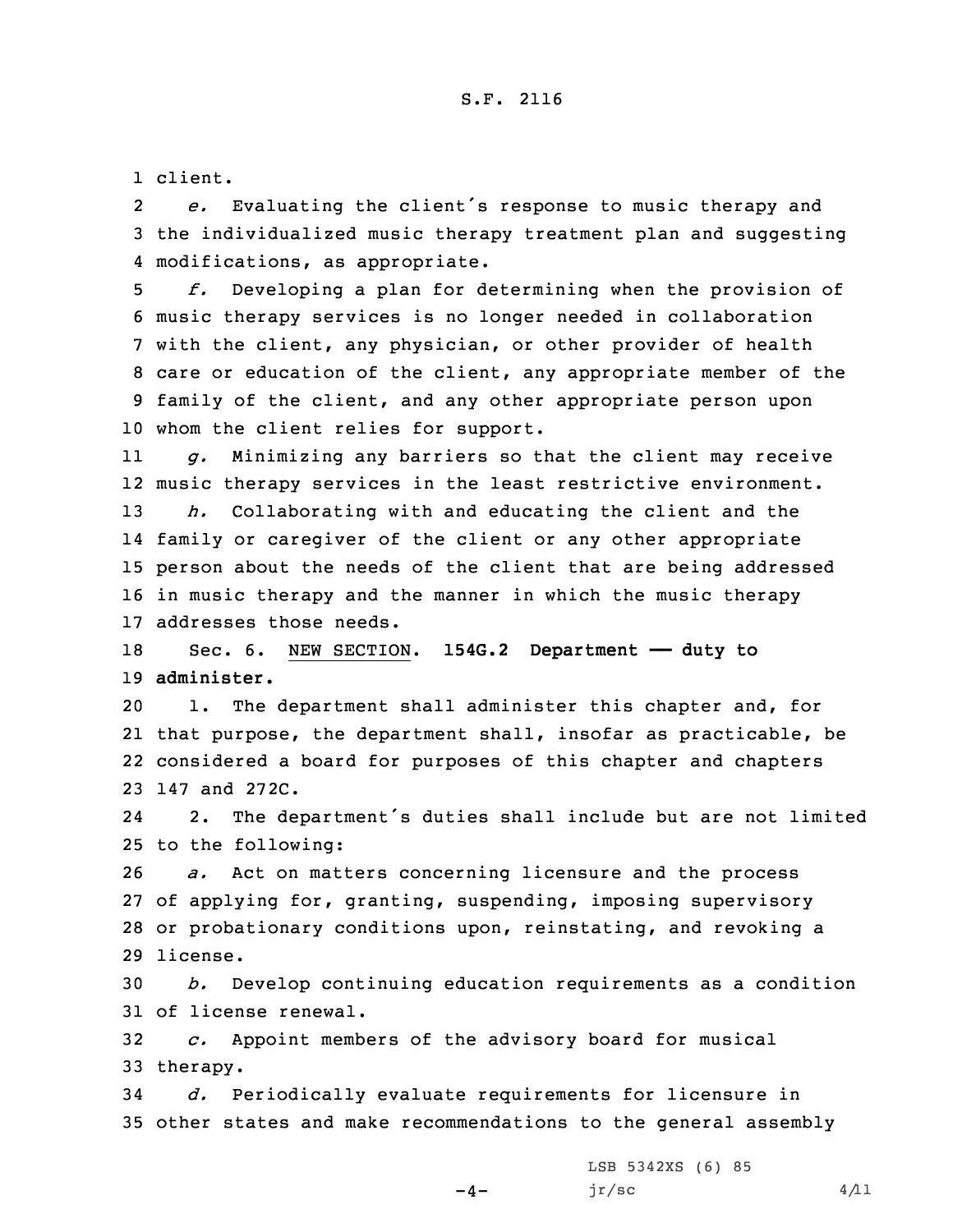client.

*e.* Evaluating the client's response to music therapy and the individualized music therapy treatment plan and suggesting modifications, as appropriate.

*f.* Developing a plan for determining when the provision of music therapy services is no longer needed in collaboration with the client, any physician, or other provider of health care or education of the client, any appropriate member of the family of the client, and any other appropriate person upon whom the client relies for support.

*g.* Minimizing any barriers so that the client may receive music therapy services in the least restrictive environment.

*h.* Collaborating with and educating the client and the family or caregiver of the client or any other appropriate person about the needs of the client that are being addressed in music therapy and the manner in which the music therapy addresses those needs.

Sec. 6. NEW SECTION. **154G.2 Department —— duty to administer.**

1. The department shall administer this chapter and, for that purpose, the department shall, insofar as practicable, be considered a board for purposes of this chapter and chapters 147 and 272C.

2. The department's duties shall include but are not limited to the following:

*a.* Act on matters concerning licensure and the process of applying for, granting, suspending, imposing supervisory or probationary conditions upon, reinstating, and revoking a license.

*b.* Develop continuing education requirements as a condition of license renewal.

*c.* Appoint members of the advisory board for musical therapy.

*d.* Periodically evaluate requirements for licensure in other states and make recommendations to the general assembly

LSB 5342XS (6) 85
jr/sc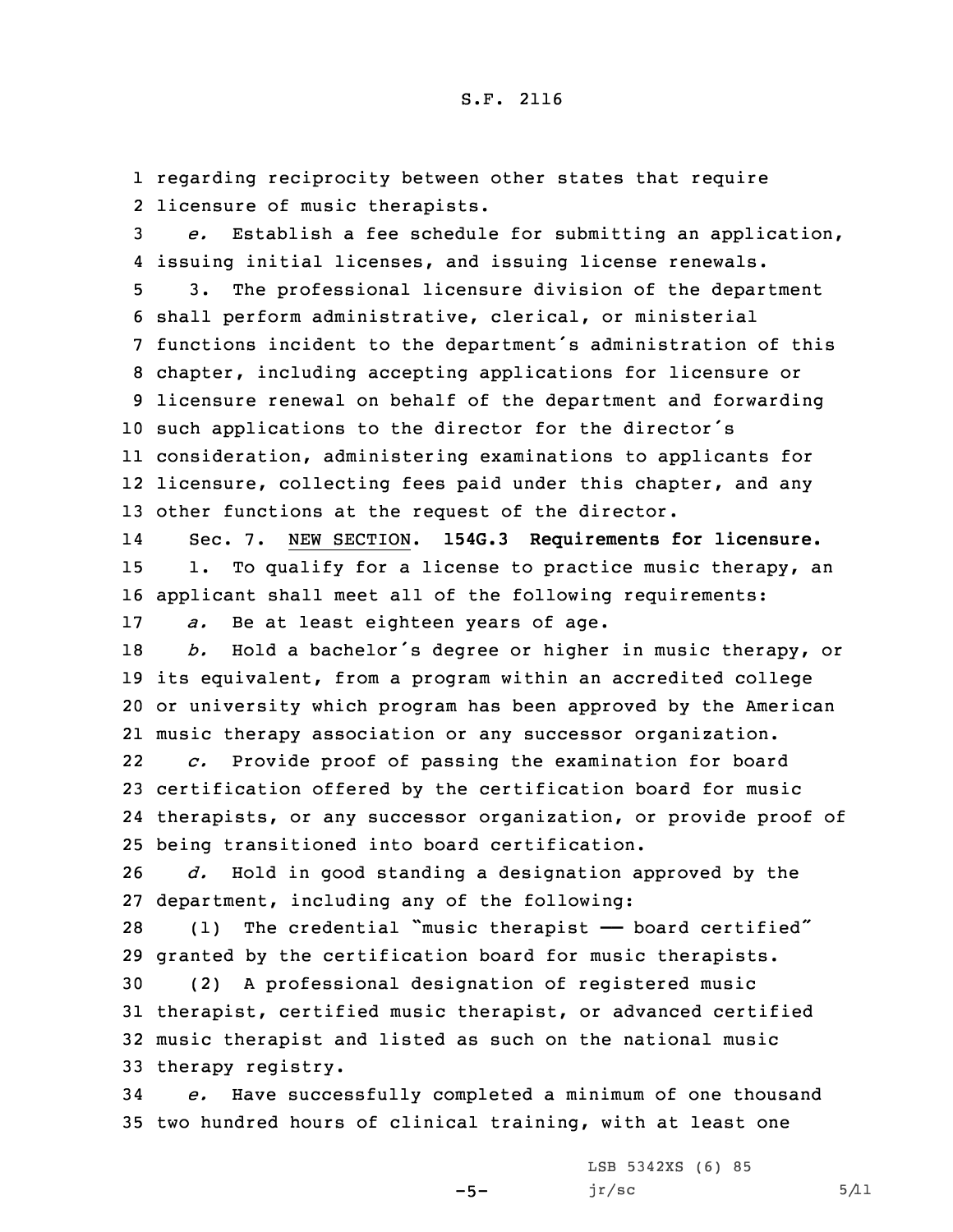regarding reciprocity between other states that require licensure of music therapists.

*e.* Establish a fee schedule for submitting an application, issuing initial licenses, and issuing license renewals.

3. The professional licensure division of the department shall perform administrative, clerical, or ministerial functions incident to the department's administration of this chapter, including accepting applications for licensure or licensure renewal on behalf of the department and forwarding such applications to the director for the director's consideration, administering examinations to applicants for licensure, collecting fees paid under this chapter, and any other functions at the request of the director.

Sec. 7. NEW SECTION. **154G.3 Requirements for licensure.**

1. To qualify for a license to practice music therapy, an applicant shall meet all of the following requirements:

*a.* Be at least eighteen years of age.

*b.* Hold a bachelor's degree or higher in music therapy, or its equivalent, from a program within an accredited college or university which program has been approved by the American music therapy association or any successor organization.

*c.* Provide proof of passing the examination for board certification offered by the certification board for music therapists, or any successor organization, or provide proof of being transitioned into board certification.

*d.* Hold in good standing a designation approved by the department, including any of the following:

(1) The credential "music therapist —— board certified" granted by the certification board for music therapists.

(2) A professional designation of registered music therapist, certified music therapist, or advanced certified music therapist and listed as such on the national music therapy registry.

*e.* Have successfully completed a minimum of one thousand two hundred hours of clinical training, with at least one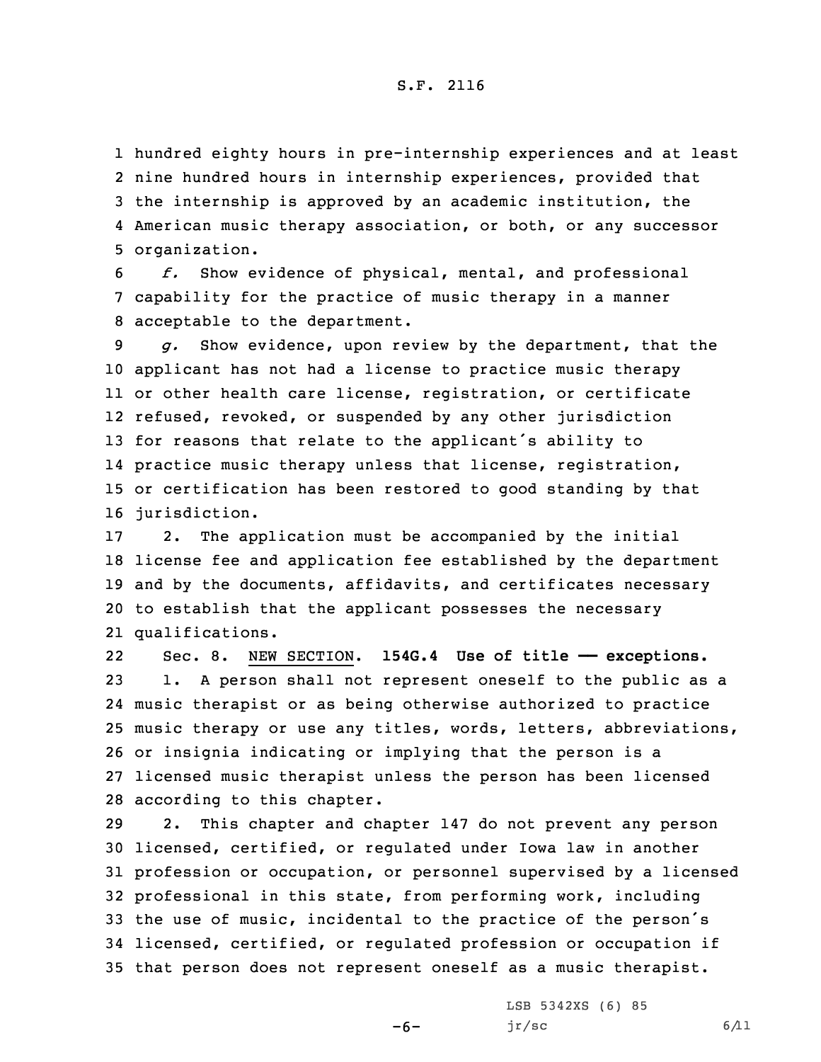hundred eighty hours in pre-internship experiences and at least nine hundred hours in internship experiences, provided that the internship is approved by an academic institution, the American music therapy association, or both, or any successor organization.

*f.* Show evidence of physical, mental, and professional capability for the practice of music therapy in a manner acceptable to the department.

*g.* Show evidence, upon review by the department, that the applicant has not had a license to practice music therapy or other health care license, registration, or certificate refused, revoked, or suspended by any other jurisdiction for reasons that relate to the applicant's ability to practice music therapy unless that license, registration, or certification has been restored to good standing by that jurisdiction.

2. The application must be accompanied by the initial license fee and application fee established by the department and by the documents, affidavits, and certificates necessary to establish that the applicant possesses the necessary qualifications.

Sec. 8. NEW SECTION. **154G.4 Use of title —— exceptions.**

1. A person shall not represent oneself to the public as a music therapist or as being otherwise authorized to practice music therapy or use any titles, words, letters, abbreviations, or insignia indicating or implying that the person is a licensed music therapist unless the person has been licensed according to this chapter.

2. This chapter and chapter 147 do not prevent any person licensed, certified, or regulated under Iowa law in another profession or occupation, or personnel supervised by a licensed professional in this state, from performing work, including the use of music, incidental to the practice of the person's licensed, certified, or regulated profession or occupation if that person does not represent oneself as a music therapist.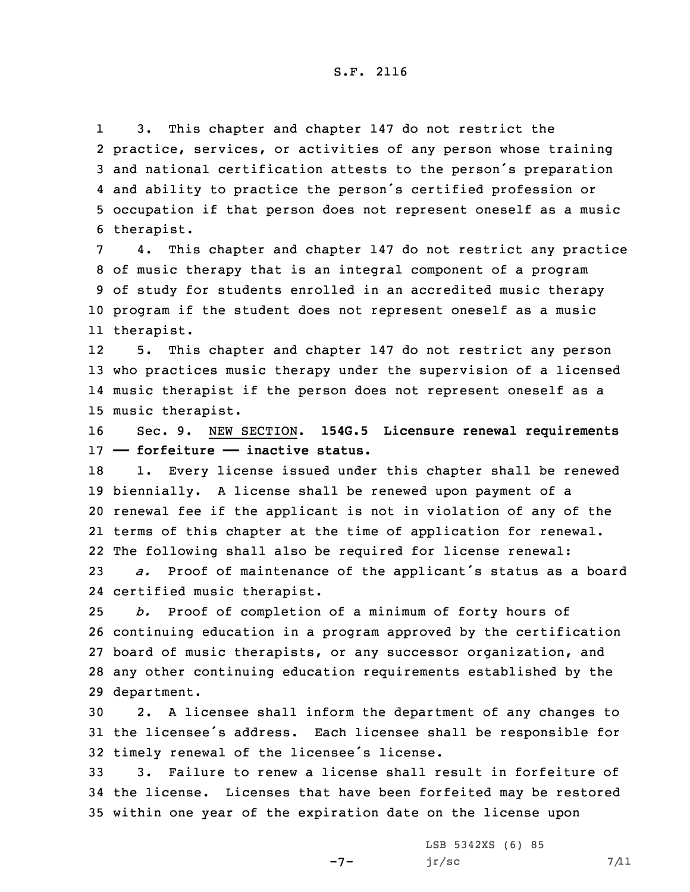3. This chapter and chapter 147 do not restrict the practice, services, or activities of any person whose training and national certification attests to the person's preparation and ability to practice the person's certified profession or occupation if that person does not represent oneself as a music therapist.

4. This chapter and chapter 147 do not restrict any practice of music therapy that is an integral component of a program of study for students enrolled in an accredited music therapy program if the student does not represent oneself as a music therapist.

5. This chapter and chapter 147 do not restrict any person who practices music therapy under the supervision of a licensed music therapist if the person does not represent oneself as a music therapist.

Sec. 9. NEW SECTION. **154G.5 Licensure renewal requirements —— forfeiture —— inactive status.**

1. Every license issued under this chapter shall be renewed biennially. A license shall be renewed upon payment of a renewal fee if the applicant is not in violation of any of the terms of this chapter at the time of application for renewal. The following shall also be required for license renewal:

*a.* Proof of maintenance of the applicant's status as a board certified music therapist.

*b.* Proof of completion of a minimum of forty hours of continuing education in a program approved by the certification board of music therapists, or any successor organization, and any other continuing education requirements established by the department.

2. A licensee shall inform the department of any changes to the licensee's address. Each licensee shall be responsible for timely renewal of the licensee's license.

3. Failure to renew a license shall result in forfeiture of the license. Licenses that have been forfeited may be restored within one year of the expiration date on the license upon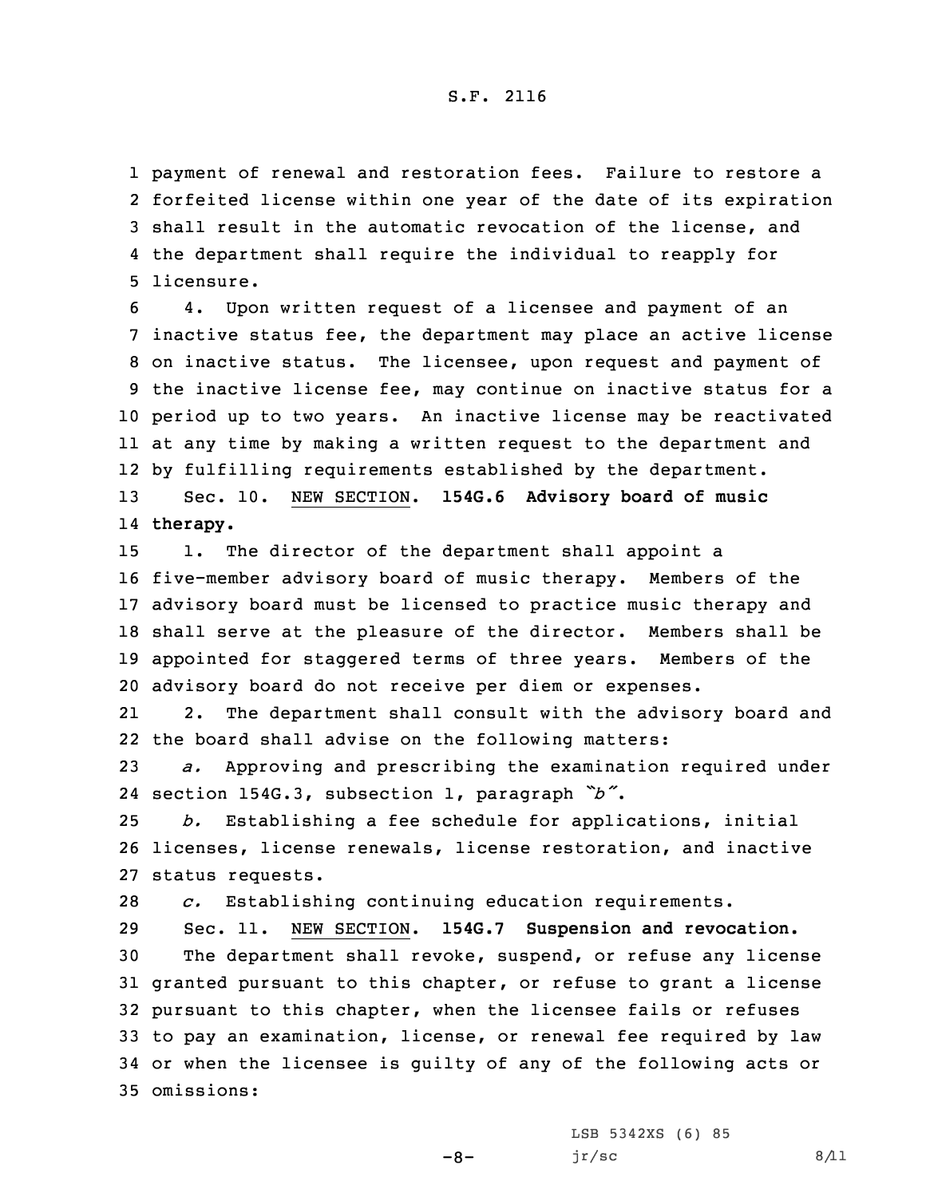payment of renewal and restoration fees. Failure to restore a forfeited license within one year of the date of its expiration shall result in the automatic revocation of the license, and the department shall require the individual to reapply for licensure.

4. Upon written request of a licensee and payment of an inactive status fee, the department may place an active license on inactive status. The licensee, upon request and payment of the inactive license fee, may continue on inactive status for a period up to two years. An inactive license may be reactivated at any time by making a written request to the department and by fulfilling requirements established by the department.

Sec. 10. NEW SECTION. **154G.6 Advisory board of music therapy.**

1. The director of the department shall appoint a five-member advisory board of music therapy. Members of the advisory board must be licensed to practice music therapy and shall serve at the pleasure of the director. Members shall be appointed for staggered terms of three years. Members of the advisory board do not receive per diem or expenses.

2. The department shall consult with the advisory board and the board shall advise on the following matters:

*a.* Approving and prescribing the examination required under section 154G.3, subsection 1, paragraph *"b"*.

*b.* Establishing a fee schedule for applications, initial licenses, license renewals, license restoration, and inactive status requests.

*c.* Establishing continuing education requirements.

Sec. 11. NEW SECTION. **154G.7 Suspension and revocation.**

The department shall revoke, suspend, or refuse any license granted pursuant to this chapter, or refuse to grant a license pursuant to this chapter, when the licensee fails or refuses to pay an examination, license, or renewal fee required by law or when the licensee is guilty of any of the following acts or omissions: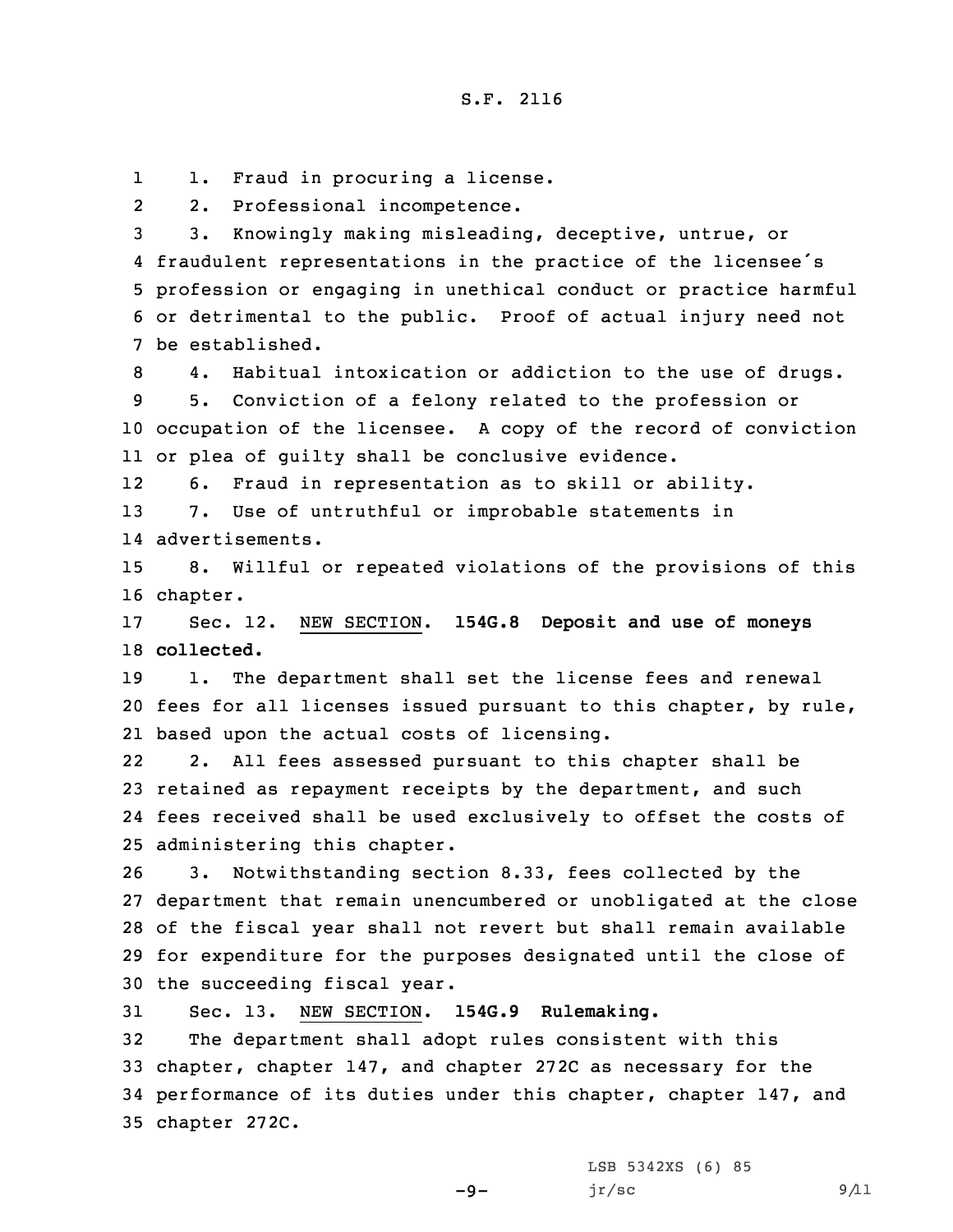1. Fraud in procuring a license.

2. Professional incompetence.

3. Knowingly making misleading, deceptive, untrue, or fraudulent representations in the practice of the licensee's profession or engaging in unethical conduct or practice harmful or detrimental to the public. Proof of actual injury need not be established.

4. Habitual intoxication or addiction to the use of drugs.

5. Conviction of a felony related to the profession or occupation of the licensee. A copy of the record of conviction or plea of guilty shall be conclusive evidence.

6. Fraud in representation as to skill or ability.

7. Use of untruthful or improbable statements in advertisements.

8. Willful or repeated violations of the provisions of this chapter.

Sec. 12. NEW SECTION. **154G.8 Deposit and use of moneys collected.**

1. The department shall set the license fees and renewal fees for all licenses issued pursuant to this chapter, by rule, based upon the actual costs of licensing.

2. All fees assessed pursuant to this chapter shall be retained as repayment receipts by the department, and such fees received shall be used exclusively to offset the costs of administering this chapter.

3. Notwithstanding section 8.33, fees collected by the department that remain unencumbered or unobligated at the close of the fiscal year shall not revert but shall remain available for expenditure for the purposes designated until the close of the succeeding fiscal year.

Sec. 13. NEW SECTION. **154G.9 Rulemaking.**

The department shall adopt rules consistent with this chapter, chapter 147, and chapter 272C as necessary for the performance of its duties under this chapter, chapter 147, and chapter 272C.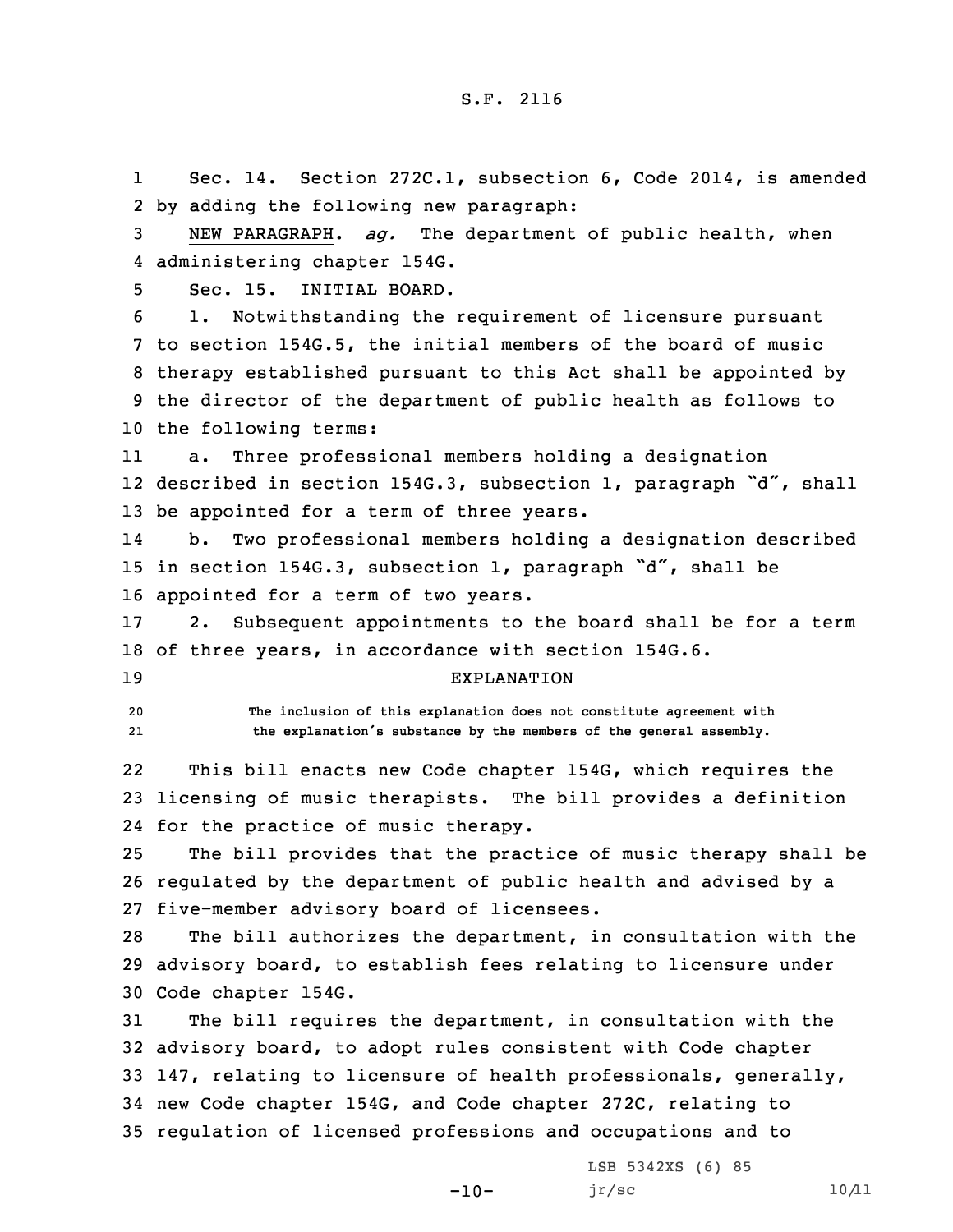Sec. 14. Section 272C.1, subsection 6, Code 2014, is amended by adding the following new paragraph:

NEW PARAGRAPH. *ag.* The department of public health, when administering chapter 154G.

Sec. 15. INITIAL BOARD.

1. Notwithstanding the requirement of licensure pursuant to section 154G.5, the initial members of the board of music therapy established pursuant to this Act shall be appointed by the director of the department of public health as follows to the following terms:

a. Three professional members holding a designation described in section 154G.3, subsection 1, paragraph "d", shall be appointed for a term of three years.

b. Two professional members holding a designation described in section 154G.3, subsection 1, paragraph "d", shall be appointed for a term of two years.

2. Subsequent appointments to the board shall be for a term of three years, in accordance with section 154G.6.

EXPLANATION

The inclusion of this explanation does not constitute agreement with the explanation's substance by the members of the general assembly.

This bill enacts new Code chapter 154G, which requires the licensing of music therapists. The bill provides a definition for the practice of music therapy.

The bill provides that the practice of music therapy shall be regulated by the department of public health and advised by a five-member advisory board of licensees.

The bill authorizes the department, in consultation with the advisory board, to establish fees relating to licensure under Code chapter 154G.

The bill requires the department, in consultation with the advisory board, to adopt rules consistent with Code chapter 147, relating to licensure of health professionals, generally, new Code chapter 154G, and Code chapter 272C, relating to regulation of licensed professions and occupations and to

LSB 5342XS (6) 85

jr/sc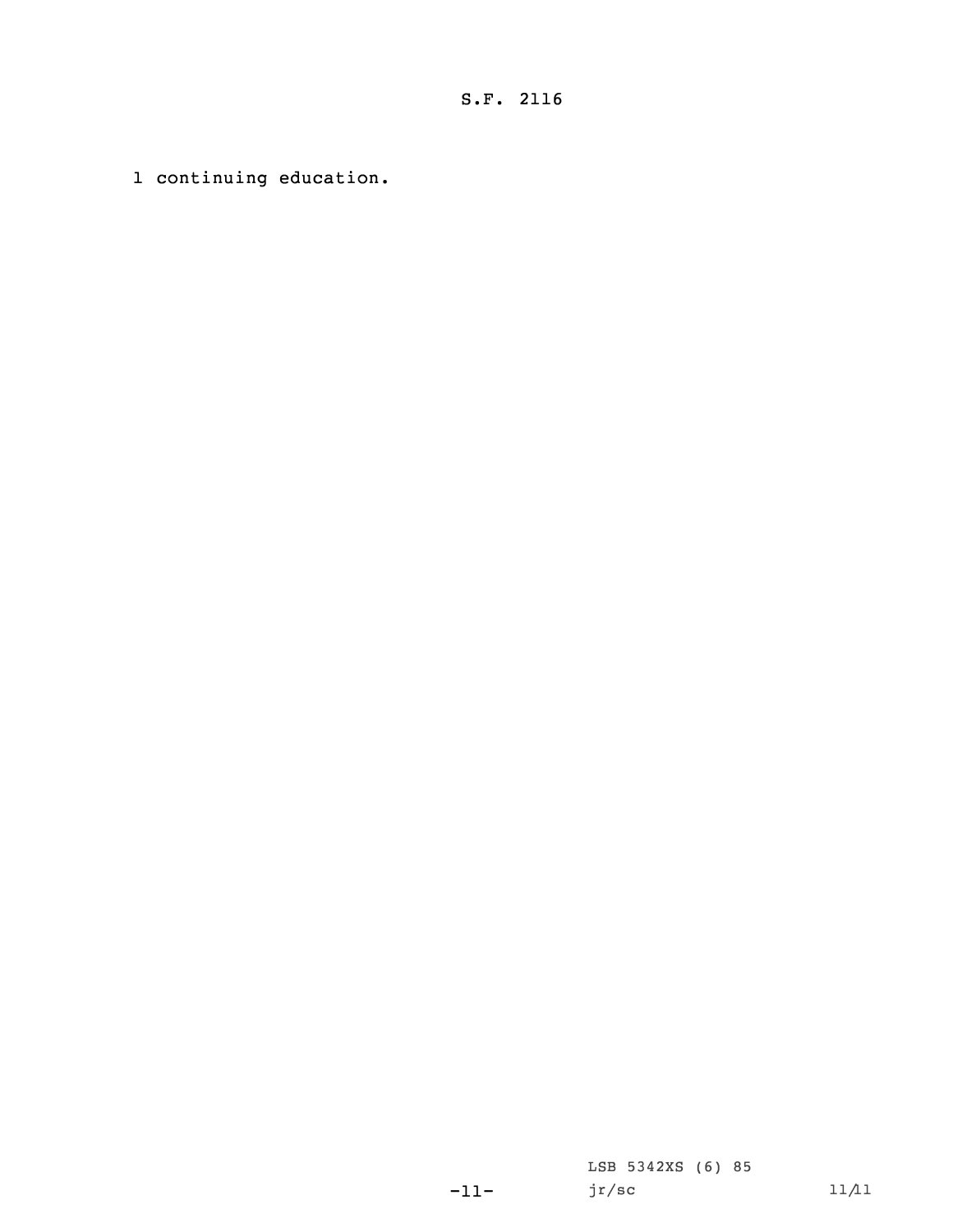continuing education.